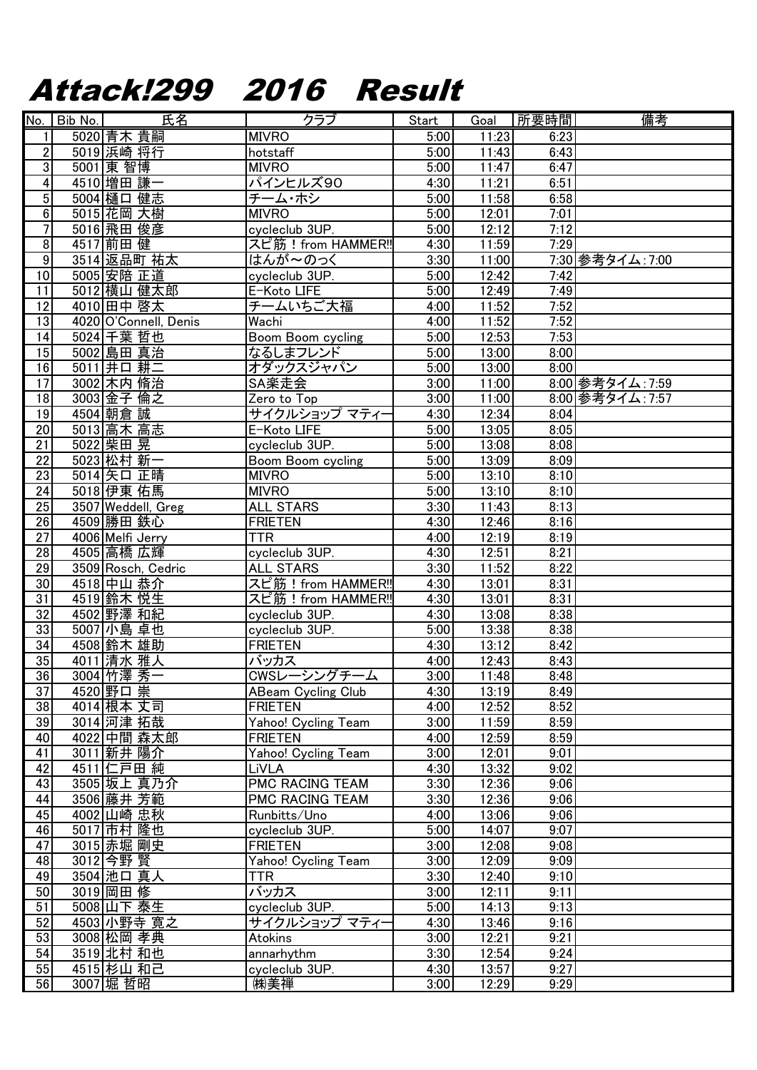# Attack!299　2016　Result

| No. | Bib No. | 氏名 | クラブ | Start | Goal | 所要時間 | 備考 |
|---|---|---|---|---|---|---|---|
| 1 | 5020 | 青木 貴嗣 | MIVRO | 5:00 | 11:23 | 6:23 | |
| 2 | 5019 | 浜崎 将行 | hotstaff | 5:00 | 11:43 | 6:43 | |
| 3 | 5001 | 東 智博 | MIVRO | 5:00 | 11:47 | 6:47 | |
| 4 | 4510 | 増田 謙一 | パインヒルズ90 | 4:30 | 11:21 | 6:51 | |
| 5 | 5004 | 樋口 健志 | チーム・ホシ | 5:00 | 11:58 | 6:58 | |
| 6 | 5015 | 花岡 大樹 | MIVRO | 5:00 | 12:01 | 7:01 | |
| 7 | 5016 | 飛田 俊彦 | cycleclub 3UP. | 5:00 | 12:12 | 7:12 | |
| 8 | 4517 | 前田 健 | スピ筋！from HAMMER!! | 4:30 | 11:59 | 7:29 | |
| 9 | 3514 | 返品町 祐太 | はんが～のっく | 3:30 | 11:00 | 7:30 | 参考タイム：7:00 |
| 10 | 5005 | 安陪 正道 | cycleclub 3UP. | 5:00 | 12:42 | 7:42 | |
| 11 | 5012 | 横山 健太郎 | E-Koto LIFE | 5:00 | 12:49 | 7:49 | |
| 12 | 4010 | 田中 啓太 | チームいちご大福 | 4:00 | 11:52 | 7:52 | |
| 13 | 4020 | O'Connell, Denis | Wachi | 4:00 | 11:52 | 7:52 | |
| 14 | 5024 | 千葉 哲也 | Boom Boom cycling | 5:00 | 12:53 | 7:53 | |
| 15 | 5002 | 島田 真治 | なるしまフレンド | 5:00 | 13:00 | 8:00 | |
| 16 | 5011 | 井口 耕二 | オダックスジャパン | 5:00 | 13:00 | 8:00 | |
| 17 | 3002 | 木内 脩治 | SA楽走会 | 3:00 | 11:00 | 8:00 | 参考タイム：7:59 |
| 18 | 3003 | 金子 倫之 | Zero to Top | 3:00 | 11:00 | 8:00 | 参考タイム：7:57 |
| 19 | 4504 | 朝倉 誠 | サイクルショップ マティー | 4:30 | 12:34 | 8:04 | |
| 20 | 5013 | 高木 高志 | E-Koto LIFE | 5:00 | 13:05 | 8:05 | |
| 21 | 5022 | 柴田 晃 | cycleclub 3UP. | 5:00 | 13:08 | 8:08 | |
| 22 | 5023 | 松村 新一 | Boom Boom cycling | 5:00 | 13:09 | 8:09 | |
| 23 | 5014 | 矢口 正晴 | MIVRO | 5:00 | 13:10 | 8:10 | |
| 24 | 5018 | 伊東 佑馬 | MIVRO | 5:00 | 13:10 | 8:10 | |
| 25 | 3507 | Weddell, Greg | ALL STARS | 3:30 | 11:43 | 8:13 | |
| 26 | 4509 | 勝田 鉄心 | FRIETEN | 4:30 | 12:46 | 8:16 | |
| 27 | 4006 | Melfi Jerry | TTR | 4:00 | 12:19 | 8:19 | |
| 28 | 4505 | 高橋 広輝 | cycleclub 3UP. | 4:30 | 12:51 | 8:21 | |
| 29 | 3509 | Rosch, Cedric | ALL STARS | 3:30 | 11:52 | 8:22 | |
| 30 | 4518 | 中山 恭介 | スピ筋！from HAMMER!! | 4:30 | 13:01 | 8:31 | |
| 31 | 4519 | 鈴木 悦生 | スピ筋！from HAMMER!! | 4:30 | 13:01 | 8:31 | |
| 32 | 4502 | 野澤 和紀 | cycleclub 3UP. | 4:30 | 13:08 | 8:38 | |
| 33 | 5007 | 小島 卓也 | cycleclub 3UP. | 5:00 | 13:38 | 8:38 | |
| 34 | 4508 | 鈴木 雄助 | FRIETEN | 4:30 | 13:12 | 8:42 | |
| 35 | 4011 | 清水 雅人 | バッカス | 4:00 | 12:43 | 8:43 | |
| 36 | 3004 | 竹澤 秀一 | CWSレーシングチーム | 3:00 | 11:48 | 8:48 | |
| 37 | 4520 | 野口 崇 | ABeam Cycling Club | 4:30 | 13:19 | 8:49 | |
| 38 | 4014 | 根本 丈司 | FRIETEN | 4:00 | 12:52 | 8:52 | |
| 39 | 3014 | 河津 拓哉 | Yahoo! Cycling Team | 3:00 | 11:59 | 8:59 | |
| 40 | 4022 | 中間 森太郎 | FRIETEN | 4:00 | 12:59 | 8:59 | |
| 41 | 3011 | 新井 陽介 | Yahoo! Cycling Team | 3:00 | 12:01 | 9:01 | |
| 42 | 4511 | 仁戸田 純 | LiVLA | 4:30 | 13:32 | 9:02 | |
| 43 | 3505 | 坂上 真乃介 | PMC RACING TEAM | 3:30 | 12:36 | 9:06 | |
| 44 | 3506 | 藤井 芳範 | PMC RACING TEAM | 3:30 | 12:36 | 9:06 | |
| 45 | 4002 | 山崎 忠秋 | Runbitts/Uno | 4:00 | 13:06 | 9:06 | |
| 46 | 5017 | 市村 隆也 | cycleclub 3UP. | 5:00 | 14:07 | 9:07 | |
| 47 | 3015 | 赤堀 剛史 | FRIETEN | 3:00 | 12:08 | 9:08 | |
| 48 | 3012 | 今野 賢 | Yahoo! Cycling Team | 3:00 | 12:09 | 9:09 | |
| 49 | 3504 | 池口 真人 | TTR | 3:30 | 12:40 | 9:10 | |
| 50 | 3019 | 岡田 修 | バッカス | 3:00 | 12:11 | 9:11 | |
| 51 | 5008 | 山下 泰生 | cycleclub 3UP. | 5:00 | 14:13 | 9:13 | |
| 52 | 4503 | 小野寺 寛之 | サイクルショップ マティー | 4:30 | 13:46 | 9:16 | |
| 53 | 3008 | 松岡 孝典 | Atokins | 3:00 | 12:21 | 9:21 | |
| 54 | 3519 | 北村 和也 | annarhythm | 3:30 | 12:54 | 9:24 | |
| 55 | 4515 | 杉山 和己 | cycleclub 3UP. | 4:30 | 13:57 | 9:27 | |
| 56 | 3007 | 堀 哲昭 | ㈱美禅 | 3:00 | 12:29 | 9:29 | |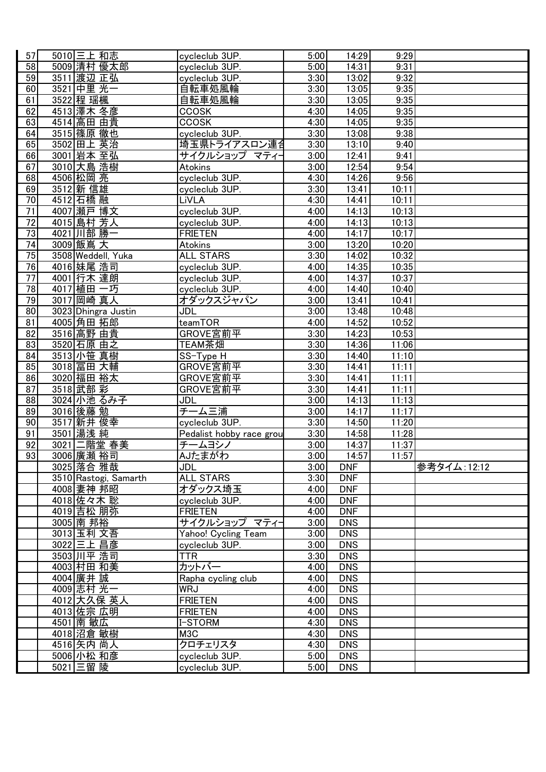| | | | | | | | |
|---|---|---|---|---|---|---|---|
| 57 | 5010 | 三上 和志 | cycleclub 3UP. | 5:00 | 14:29 | 9:29 | |
| 58 | 5009 | 清村 優太郎 | cycleclub 3UP. | 5:00 | 14:31 | 9:31 | |
| 59 | 3511 | 渡辺 正弘 | cycleclub 3UP. | 3:30 | 13:02 | 9:32 | |
| 60 | 3521 | 中里 光一 | 自転車処風輪 | 3:30 | 13:05 | 9:35 | |
| 61 | 3522 | 程 瑶楓 | 自転車処風輪 | 3:30 | 13:05 | 9:35 | |
| 62 | 4513 | 澤木 冬彦 | CCOSK | 4:30 | 14:05 | 9:35 | |
| 63 | 4514 | 高田 由貴 | CCOSK | 4:30 | 14:05 | 9:35 | |
| 64 | 3515 | 篠原 徹也 | cycleclub 3UP. | 3:30 | 13:08 | 9:38 | |
| 65 | 3502 | 田上 英治 | 埼玉県トライアスロン連合 | 3:30 | 13:10 | 9:40 | |
| 66 | 3001 | 岩本 至弘 | サイクルショップ マティー | 3:00 | 12:41 | 9:41 | |
| 67 | 3010 | 大島 浩樹 | Atokins | 3:00 | 12:54 | 9:54 | |
| 68 | 4506 | 松岡 亮 | cycleclub 3UP. | 4:30 | 14:26 | 9:56 | |
| 69 | 3512 | 新 信雄 | cycleclub 3UP. | 3:30 | 13:41 | 10:11 | |
| 70 | 4512 | 石橋 融 | LiVLA | 4:30 | 14:41 | 10:11 | |
| 71 | 4007 | 瀬戸 博文 | cycleclub 3UP. | 4:00 | 14:13 | 10:13 | |
| 72 | 4015 | 島村 芳人 | cycleclub 3UP. | 4:00 | 14:13 | 10:13 | |
| 73 | 4021 | 川部 勝一 | FRIETEN | 4:00 | 14:17 | 10:17 | |
| 74 | 3009 | 飯嶌 大 | Atokins | 3:00 | 13:20 | 10:20 | |
| 75 | 3508 | Weddell, Yuka | ALL STARS | 3:30 | 14:02 | 10:32 | |
| 76 | 4016 | 妹尾 浩司 | cycleclub 3UP. | 4:00 | 14:35 | 10:35 | |
| 77 | 4001 | 行木 達朗 | cycleclub 3UP. | 4:00 | 14:37 | 10:37 | |
| 78 | 4017 | 植田 一巧 | cycleclub 3UP. | 4:00 | 14:40 | 10:40 | |
| 79 | 3017 | 岡崎 真人 | オダックスジャパン | 3:00 | 13:41 | 10:41 | |
| 80 | 3023 | Dhingra Justin | JDL | 3:00 | 13:48 | 10:48 | |
| 81 | 4005 | 角田 拓郎 | teamTOR | 4:00 | 14:52 | 10:52 | |
| 82 | 3516 | 高野 由貴 | GROVE宮前平 | 3:30 | 14:23 | 10:53 | |
| 83 | 3520 | 石原 由之 | TEAM茶畑 | 3:30 | 14:36 | 11:06 | |
| 84 | 3513 | 小笹 真樹 | SS-Type H | 3:30 | 14:40 | 11:10 | |
| 85 | 3018 | 冨田 大輔 | GROVE宮前平 | 3:30 | 14:41 | 11:11 | |
| 86 | 3020 | 福田 裕太 | GROVE宮前平 | 3:30 | 14:41 | 11:11 | |
| 87 | 3518 | 武部 彩 | GROVE宮前平 | 3:30 | 14:41 | 11:11 | |
| 88 | 3024 | 小池 るみ子 | JDL | 3:00 | 14:13 | 11:13 | |
| 89 | 3016 | 後藤 勉 | チーム三浦 | 3:00 | 14:17 | 11:17 | |
| 90 | 3517 | 新井 俊幸 | cycleclub 3UP. | 3:30 | 14:50 | 11:20 | |
| 91 | 3501 | 湯浅 純 | Pedalist hobby race grou | 3:30 | 14:58 | 11:28 | |
| 92 | 3021 | 二階堂 春美 | チームヨシノ | 3:00 | 14:37 | 11:37 | |
| 93 | 3006 | 廣瀬 裕司 | AJたまがわ | 3:00 | 14:57 | 11:57 | |
| | 3025 | 落合 雅哉 | JDL | 3:00 | DNF | | 参考タイム：12:12 |
| | 3510 | Rastogi, Samarth | ALL STARS | 3:30 | DNF | | |
| | 4008 | 妻神 邦昭 | オダックス埼玉 | 4:00 | DNF | | |
| | 4018 | 佐々木 聡 | cycleclub 3UP. | 4:00 | DNF | | |
| | 4019 | 吉松 朋弥 | FRIETEN | 4:00 | DNF | | |
| | 3005 | 南 邦裕 | サイクルショップ マティー | 3:00 | DNS | | |
| | 3013 | 玉利 文吾 | Yahoo! Cycling Team | 3:00 | DNS | | |
| | 3022 | 三上 昌彦 | cycleclub 3UP. | 3:00 | DNS | | |
| | 3503 | 川平 浩司 | TTR | 3:30 | DNS | | |
| | 4003 | 村田 和美 | カットバー | 4:00 | DNS | | |
| | 4004 | 廣井 誠 | Rapha cycling club | 4:00 | DNS | | |
| | 4009 | 志村 光一 | WRJ | 4:00 | DNS | | |
| | 4012 | 大久保 英人 | FRIETEN | 4:00 | DNS | | |
| | 4013 | 佐宗 広明 | FRIETEN | 4:00 | DNS | | |
| | 4501 | 南 敏広 | I-STORM | 4:30 | DNS | | |
| | 4018 | 沼倉 敏樹 | M3C | 4:30 | DNS | | |
| | 4516 | 矢内 尚人 | クロチェリスタ | 4:30 | DNS | | |
| | 5006 | 小松 和彦 | cycleclub 3UP. | 5:00 | DNS | | |
| | 5021 | 三留 陵 | cycleclub 3UP. | 5:00 | DNS | | |